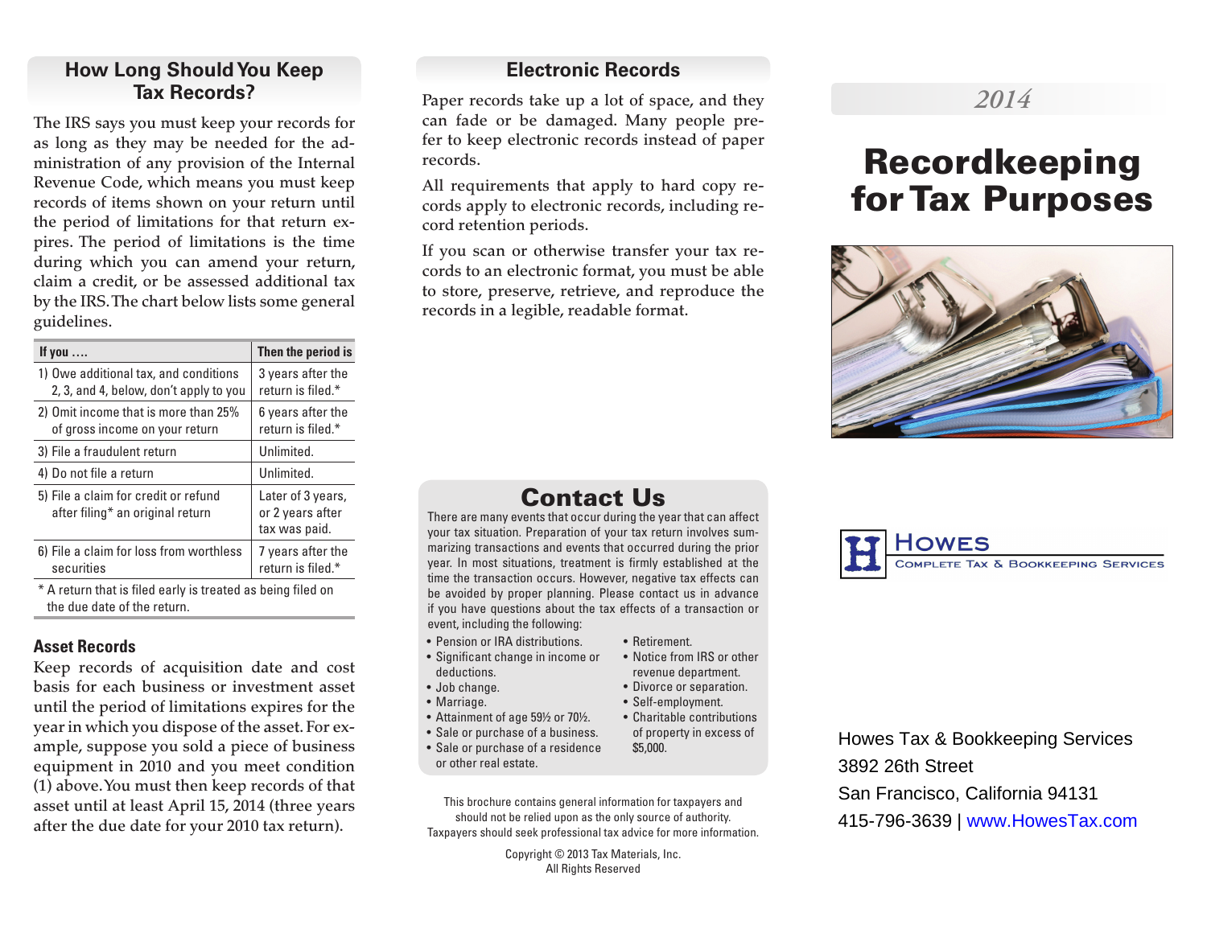## How Long Should You Keep Tax Records?

The IRS says you must keep your records for as long as they may be needed for the administration of any provision of the Internal Revenue Code, which means you must keep records of items shown on your return until the period of limitations for that return expires. The period of limitations is the time during which you can amend your return, claim a credit, or be assessed additional tax by the IRS. The chart below lists some general guidelines.

| If you .... | Then the period is |
|---|---|
| 1) Owe additional tax, and conditions 2, 3, and 4, below, don't apply to you | 3 years after the return is filed.* |
| 2) Omit income that is more than 25% of gross income on your return | 6 years after the return is filed.* |
| 3) File a fraudulent return | Unlimited. |
| 4) Do not file a return | Unlimited. |
| 5) File a claim for credit or refund after filing* an original return | Later of 3 years, or 2 years after tax was paid. |
| 6) File a claim for loss from worthless securities | 7 years after the return is filed.* |

* A return that is filed early is treated as being filed on the due date of the return.

### Asset Records

Keep records of acquisition date and cost basis for each business or investment asset until the period of limitations expires for the year in which you dispose of the asset. For example, suppose you sold a piece of business equipment in 2010 and you meet condition (1) above. You must then keep records of that asset until at least April 15, 2014 (three years after the due date for your 2010 tax return).

## Electronic Records

Paper records take up a lot of space, and they can fade or be damaged. Many people prefer to keep electronic records instead of paper records.

All requirements that apply to hard copy records apply to electronic records, including record retention periods.

If you scan or otherwise transfer your tax records to an electronic format, you must be able to store, preserve, retrieve, and reproduce the records in a legible, readable format.

## Contact Us

There are many events that occur during the year that can affect your tax situation. Preparation of your tax return involves summarizing transactions and events that occurred during the prior year. In most situations, treatment is firmly established at the time the transaction occurs. However, negative tax effects can be avoided by proper planning. Please contact us in advance if you have questions about the tax effects of a transaction or event, including the following:

- Pension or IRA distributions.
- Significant change in income or deductions.
- Job change.
- Marriage.
- Attainment of age 59½ or 70½.
- Sale or purchase of a business.
- Sale or purchase of a residence or other real estate.
- Retirement.
- Notice from IRS or other revenue department.
- Divorce or separation.
- Self-employment.
- Charitable contributions of property in excess of $5,000.

This brochure contains general information for taxpayers and should not be relied upon as the only source of authority. Taxpayers should seek professional tax advice for more information.

Copyright © 2013 Tax Materials, Inc.
All Rights Reserved

*2014*

# Recordkeeping for Tax Purposes

**Howes**
Complete Tax & Bookkeeping Services

Howes Tax & Bookkeeping Services
3892 26th Street
San Francisco, California 94131
415-796-3639 | www.HowesTax.com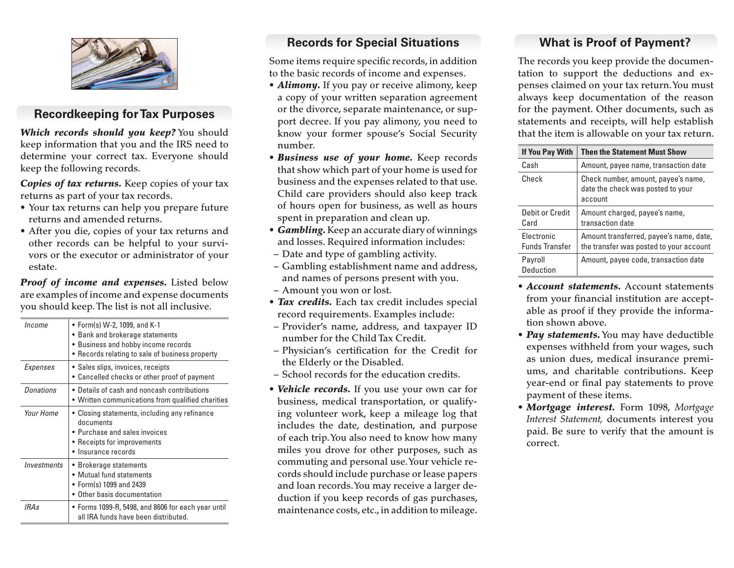## Recordkeeping for Tax Purposes

***Which records should you keep?*** You should keep information that you and the IRS need to determine your correct tax. Everyone should keep the following records.

***Copies of tax returns.*** Keep copies of your tax returns as part of your tax records.

- Your tax returns can help you prepare future returns and amended returns.
- After you die, copies of your tax returns and other records can be helpful to your survivors or the executor or administrator of your estate.

***Proof of income and expenses.*** Listed below are examples of income and expense documents you should keep. The list is not all inclusive.

| | |
|---|---|
| *Income* | • Form(s) W-2, 1099, and K-1<br>• Bank and brokerage statements<br>• Business and hobby income records<br>• Records relating to sale of business property |
| *Expenses* | • Sales slips, invoices, receipts<br>• Cancelled checks or other proof of payment |
| *Donations* | • Details of cash and noncash contributions<br>• Written communications from qualified charities |
| *Your Home* | • Closing statements, including any refinance documents<br>• Purchase and sales invoices<br>• Receipts for improvements<br>• Insurance records |
| *Investments* | • Brokerage statements<br>• Mutual fund statements<br>• Form(s) 1099 and 2439<br>• Other basis documentation |
| *IRAs* | • Forms 1099-R, 5498, and 8606 for each year until all IRA funds have been distributed. |

## Records for Special Situations

Some items require specific records, in addition to the basic records of income and expenses.

- ***Alimony.*** If you pay or receive alimony, keep a copy of your written separation agreement or the divorce, separate maintenance, or support decree. If you pay alimony, you need to know your former spouse's Social Security number.
- ***Business use of your home.*** Keep records that show which part of your home is used for business and the expenses related to that use. Child care providers should also keep track of hours open for business, as well as hours spent in preparation and clean up.
- ***Gambling.*** Keep an accurate diary of winnings and losses. Required information includes:
  - Date and type of gambling activity.
  - Gambling establishment name and address, and names of persons present with you.
  - Amount you won or lost.
- ***Tax credits.*** Each tax credit includes special record requirements. Examples include:
  - Provider's name, address, and taxpayer ID number for the Child Tax Credit.
  - Physician's certification for the Credit for the Elderly or the Disabled.
  - School records for the education credits.
- ***Vehicle records.*** If you use your own car for business, medical transportation, or qualifying volunteer work, keep a mileage log that includes the date, destination, and purpose of each trip. You also need to know how many miles you drove for other purposes, such as commuting and personal use. Your vehicle records should include purchase or lease papers and loan records. You may receive a larger deduction if you keep records of gas purchases, maintenance costs, etc., in addition to mileage.

## What is Proof of Payment?

The records you keep provide the documentation to support the deductions and expenses claimed on your tax return. You must always keep documentation of the reason for the payment. Other documents, such as statements and receipts, will help establish that the item is allowable on your tax return.

| If You Pay With | Then the Statement Must Show |
|---|---|
| Cash | Amount, payee name, transaction date |
| Check | Check number, amount, payee's name, date the check was posted to your account |
| Debit or Credit Card | Amount charged, payee's name, transaction date |
| Electronic Funds Transfer | Amount transferred, payee's name, date, the transfer was posted to your account |
| Payroll Deduction | Amount, payee code, transaction date |

- ***Account statements.*** Account statements from your financial institution are acceptable as proof if they provide the information shown above.
- ***Pay statements.*** You may have deductible expenses withheld from your wages, such as union dues, medical insurance premiums, and charitable contributions. Keep year-end or final pay statements to prove payment of these items.
- ***Mortgage interest.*** Form 1098, *Mortgage Interest Statement,* documents interest you paid. Be sure to verify that the amount is correct.